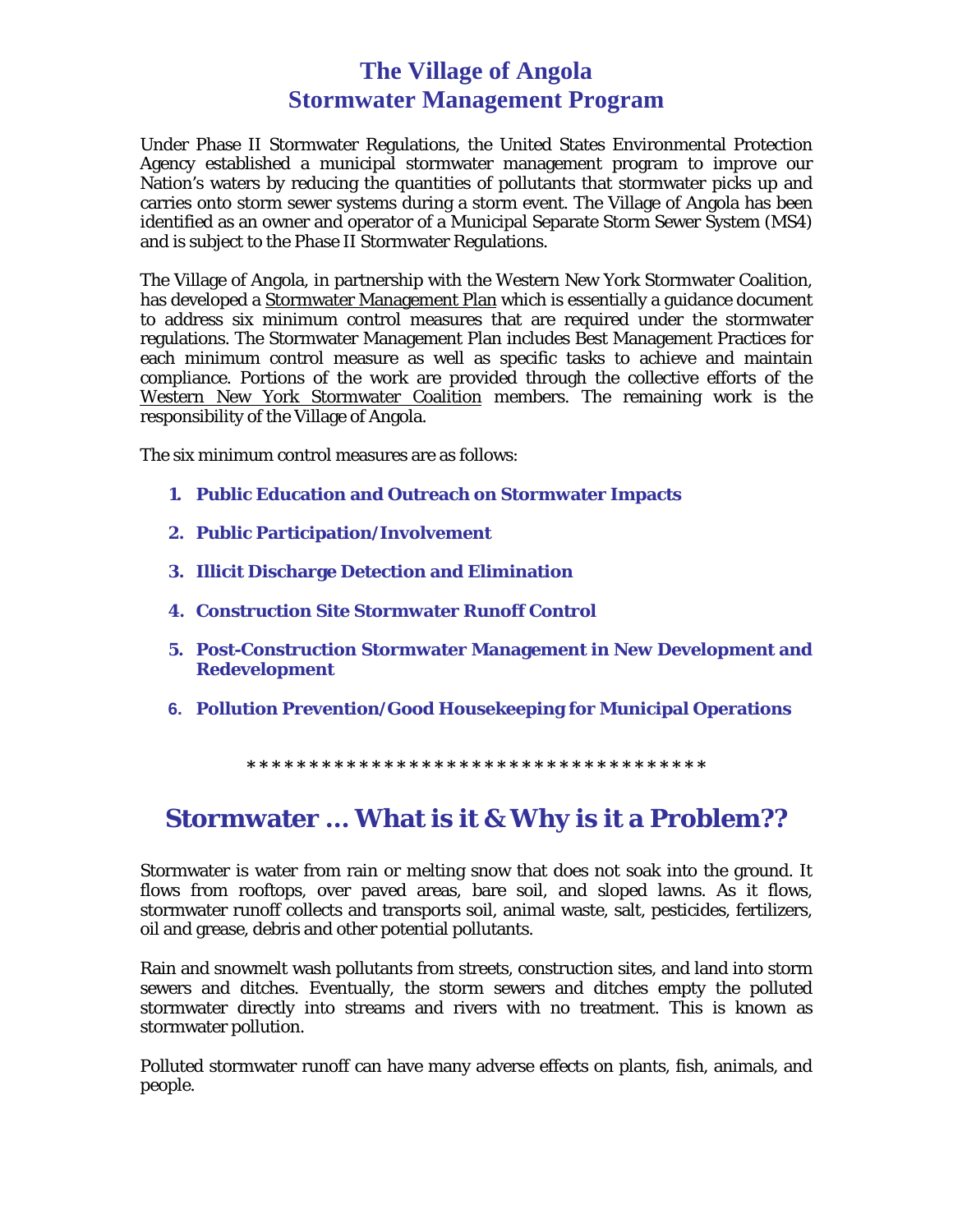# The Village of Angola
# Stormwater Management Program

Under Phase II Stormwater Regulations, the United States Environmental Protection Agency established a municipal stormwater management program to improve our Nation's waters by reducing the quantities of pollutants that stormwater picks up and carries onto storm sewer systems during a storm event. The Village of Angola has been identified as an owner and operator of a Municipal Separate Storm Sewer System (MS4) and is subject to the Phase II Stormwater Regulations.

The Village of Angola, in partnership with the Western New York Stormwater Coalition, has developed a Stormwater Management Plan which is essentially a guidance document to address six minimum control measures that are required under the stormwater regulations. The Stormwater Management Plan includes Best Management Practices for each minimum control measure as well as specific tasks to achieve and maintain compliance. Portions of the work are provided through the collective efforts of the Western New York Stormwater Coalition members. The remaining work is the responsibility of the Village of Angola.

The six minimum control measures are as follows:

1. **Public Education and Outreach on Stormwater Impacts**
2. **Public Participation/Involvement**
3. **Illicit Discharge Detection and Elimination**
4. **Construction Site Stormwater Runoff Control**
5. **Post-Construction Stormwater Management in New Development and Redevelopment**
6. **Pollution Prevention/Good Housekeeping for Municipal Operations**

*************************************

## Stormwater … What is it & Why is it a Problem??

Stormwater is water from rain or melting snow that does not soak into the ground. It flows from rooftops, over paved areas, bare soil, and sloped lawns. As it flows, stormwater runoff collects and transports soil, animal waste, salt, pesticides, fertilizers, oil and grease, debris and other potential pollutants.

Rain and snowmelt wash pollutants from streets, construction sites, and land into storm sewers and ditches. Eventually, the storm sewers and ditches empty the polluted stormwater directly into streams and rivers with no treatment. This is known as stormwater pollution.

Polluted stormwater runoff can have many adverse effects on plants, fish, animals, and people.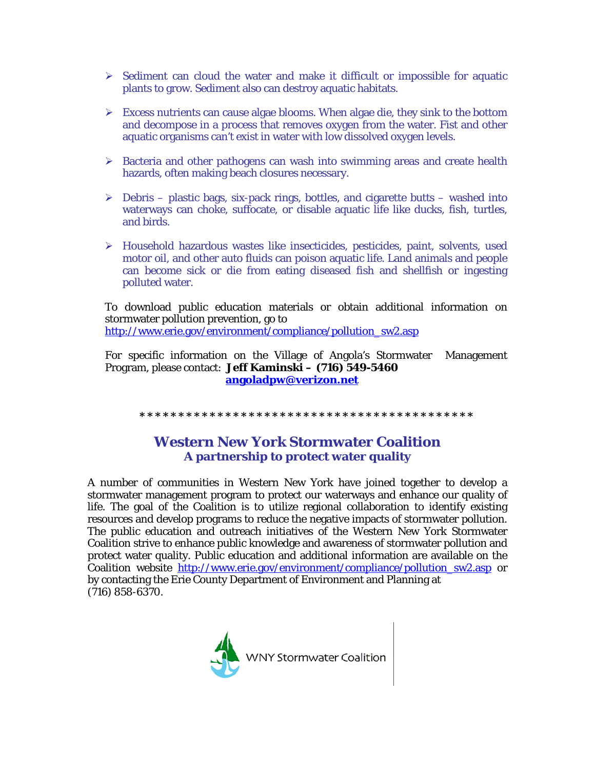- Sediment can cloud the water and make it difficult or impossible for aquatic plants to grow. Sediment also can destroy aquatic habitats.

- Excess nutrients can cause algae blooms. When algae die, they sink to the bottom and decompose in a process that removes oxygen from the water. Fist and other aquatic organisms can't exist in water with low dissolved oxygen levels.

- Bacteria and other pathogens can wash into swimming areas and create health hazards, often making beach closures necessary.

- Debris – plastic bags, six-pack rings, bottles, and cigarette butts – washed into waterways can choke, suffocate, or disable aquatic life like ducks, fish, turtles, and birds.

- Household hazardous wastes like insecticides, pesticides, paint, solvents, used motor oil, and other auto fluids can poison aquatic life. Land animals and people can become sick or die from eating diseased fish and shellfish or ingesting polluted water.

To download public education materials or obtain additional information on stormwater pollution prevention, go to
http://www.erie.gov/environment/compliance/pollution_sw2.asp

For specific information on the Village of Angola's Stormwater Management Program, please contact: **Jeff Kaminski – (716) 549-5460**
**angoladpw@verizon.net**

*******************************************

## Western New York Stormwater Coalition

### A partnership to protect water quality

A number of communities in Western New York have joined together to develop a stormwater management program to protect our waterways and enhance our quality of life. The goal of the Coalition is to utilize regional collaboration to identify existing resources and develop programs to reduce the negative impacts of stormwater pollution. The public education and outreach initiatives of the Western New York Stormwater Coalition strive to enhance public knowledge and awareness of stormwater pollution and protect water quality. Public education and additional information are available on the Coalition website http://www.erie.gov/environment/compliance/pollution_sw2.asp or by contacting the Erie County Department of Environment and Planning at (716) 858-6370.

WNY Stormwater Coalition